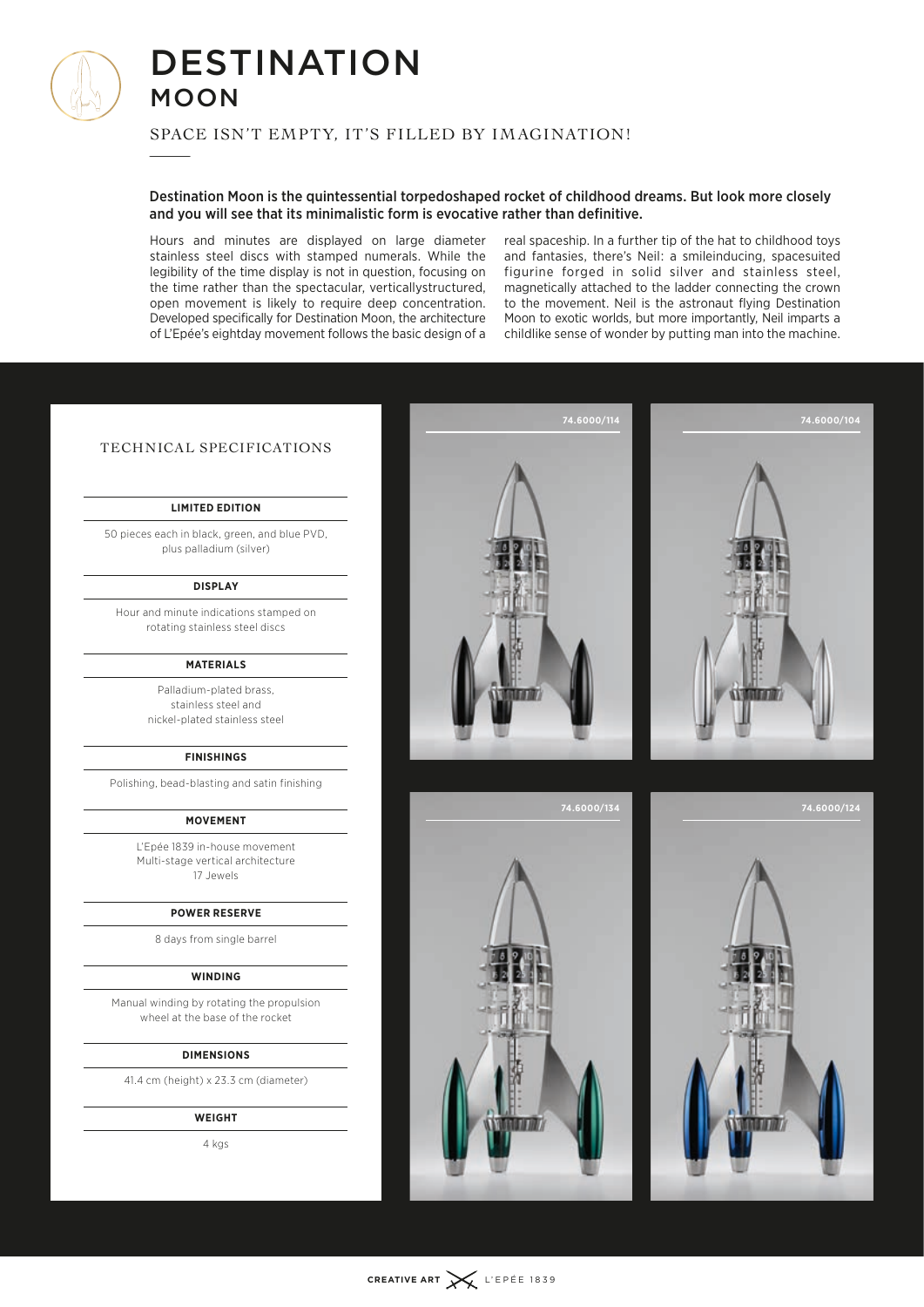# DESTINATION
## MOON

SPACE ISN'T EMPTY, IT'S FILLED BY IMAGINATION!

**Destination Moon is the quintessential torpedoshaped rocket of childhood dreams. But look more closely and you will see that its minimalistic form is evocative rather than definitive.**

Hours and minutes are displayed on large diameter stainless steel discs with stamped numerals. While the legibility of the time display is not in question, focusing on the time rather than the spectacular, verticallystructured, open movement is likely to require deep concentration. Developed specifically for Destination Moon, the architecture of L'Epée's eightday movement follows the basic design of a real spaceship. In a further tip of the hat to childhood toys and fantasies, there's Neil: a smileinducing, spacesuited figurine forged in solid silver and stainless steel, magnetically attached to the ladder connecting the crown to the movement. Neil is the astronaut flying Destination Moon to exotic worlds, but more importantly, Neil imparts a childlike sense of wonder by putting man into the machine.

### TECHNICAL SPECIFICATIONS

**LIMITED EDITION**

50 pieces each in black, green, and blue PVD, plus palladium (silver)

**DISPLAY**

Hour and minute indications stamped on rotating stainless steel discs

**MATERIALS**

Palladium-plated brass, stainless steel and nickel-plated stainless steel

**FINISHINGS**

Polishing, bead-blasting and satin finishing

**MOVEMENT**

L'Epée 1839 in-house movement
Multi-stage vertical architecture
17 Jewels

**POWER RESERVE**

8 days from single barrel

**WINDING**

Manual winding by rotating the propulsion wheel at the base of the rocket

**DIMENSIONS**

41.4 cm (height) x 23.3 cm (diameter)

**WEIGHT**

4 kgs

74.6000/114

74.6000/104

74.6000/134

74.6000/124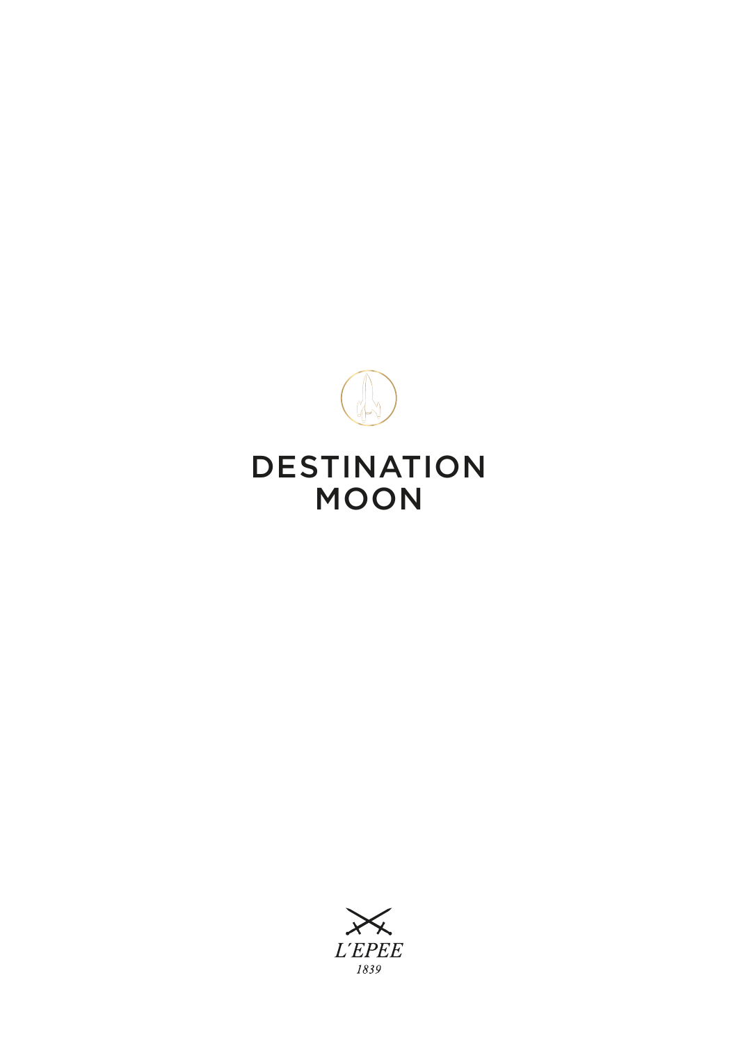# DESTINATION MOON

L'EPEE
1839